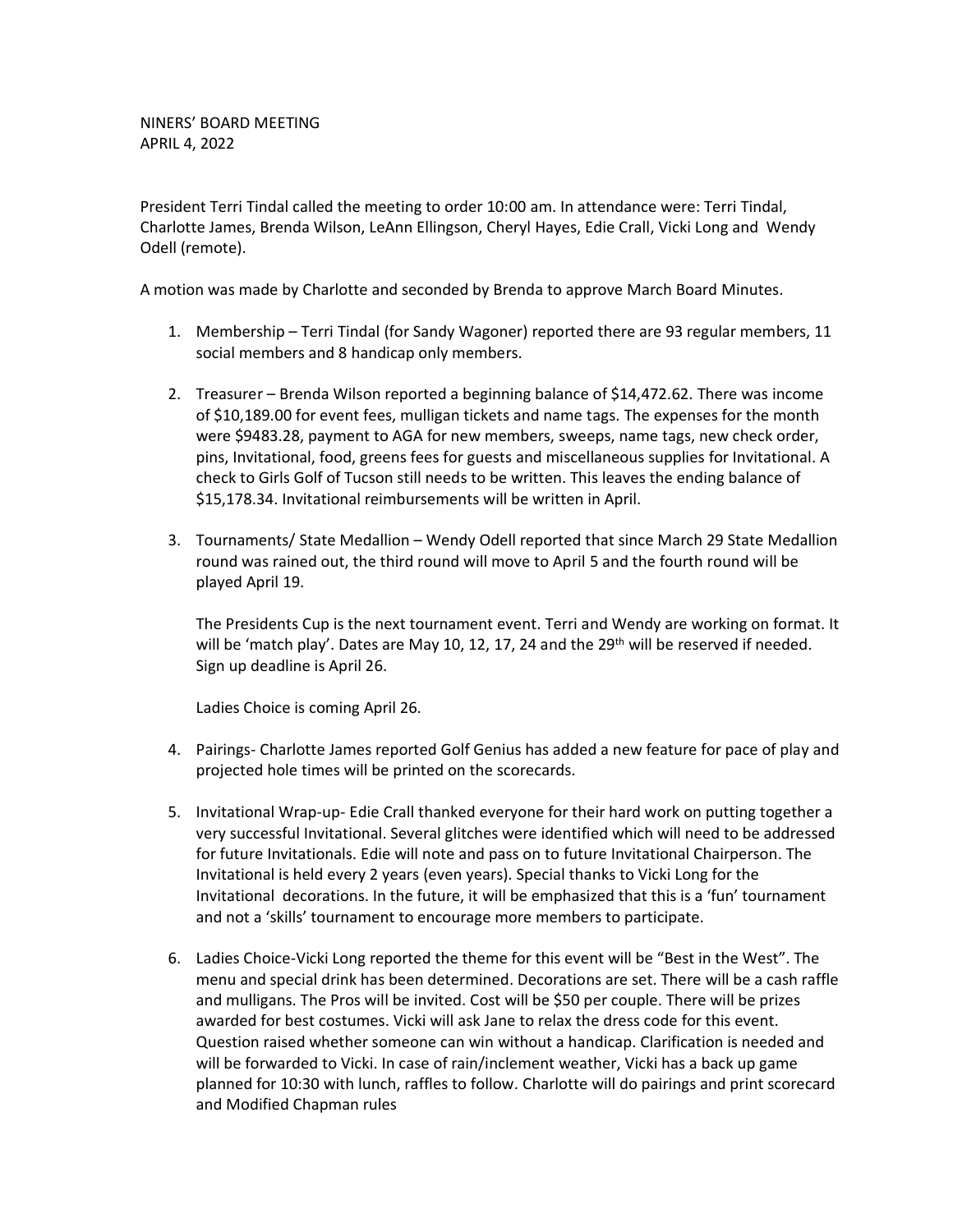NINERS' BOARD MEETING
APRIL 4, 2022

President Terri Tindal called the meeting to order 10:00 am. In attendance were: Terri Tindal, Charlotte James, Brenda Wilson, LeAnn Ellingson, Cheryl Hayes, Edie Crall, Vicki Long and Wendy Odell (remote).

A motion was made by Charlotte and seconded by Brenda to approve March Board Minutes.

1. Membership – Terri Tindal (for Sandy Wagoner) reported there are 93 regular members, 11 social members and 8 handicap only members.

2. Treasurer – Brenda Wilson reported a beginning balance of $14,472.62. There was income of $10,189.00 for event fees, mulligan tickets and name tags. The expenses for the month were $9483.28, payment to AGA for new members, sweeps, name tags, new check order, pins, Invitational, food, greens fees for guests and miscellaneous supplies for Invitational. A check to Girls Golf of Tucson still needs to be written. This leaves the ending balance of $15,178.34. Invitational reimbursements will be written in April.

3. Tournaments/ State Medallion – Wendy Odell reported that since March 29 State Medallion round was rained out, the third round will move to April 5 and the fourth round will be played April 19.

   The Presidents Cup is the next tournament event. Terri and Wendy are working on format. It will be 'match play'. Dates are May 10, 12, 17, 24 and the 29th will be reserved if needed. Sign up deadline is April 26.

   Ladies Choice is coming April 26.

4. Pairings- Charlotte James reported Golf Genius has added a new feature for pace of play and projected hole times will be printed on the scorecards.

5. Invitational Wrap-up- Edie Crall thanked everyone for their hard work on putting together a very successful Invitational. Several glitches were identified which will need to be addressed for future Invitationals. Edie will note and pass on to future Invitational Chairperson. The Invitational is held every 2 years (even years). Special thanks to Vicki Long for the Invitational decorations. In the future, it will be emphasized that this is a 'fun' tournament and not a 'skills' tournament to encourage more members to participate.

6. Ladies Choice-Vicki Long reported the theme for this event will be "Best in the West". The menu and special drink has been determined. Decorations are set. There will be a cash raffle and mulligans. The Pros will be invited. Cost will be $50 per couple. There will be prizes awarded for best costumes. Vicki will ask Jane to relax the dress code for this event. Question raised whether someone can win without a handicap. Clarification is needed and will be forwarded to Vicki. In case of rain/inclement weather, Vicki has a back up game planned for 10:30 with lunch, raffles to follow. Charlotte will do pairings and print scorecard and Modified Chapman rules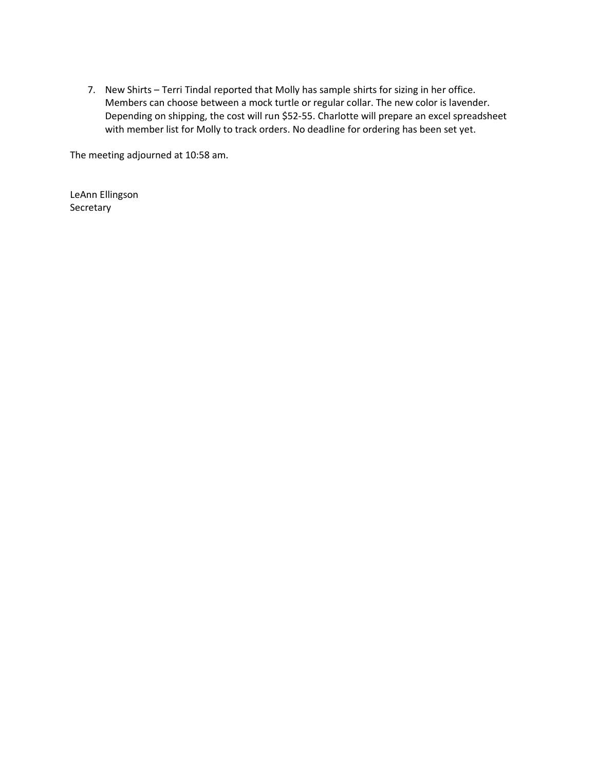7. New Shirts – Terri Tindal reported that Molly has sample shirts for sizing in her office. Members can choose between a mock turtle or regular collar. The new color is lavender. Depending on shipping, the cost will run $52-55. Charlotte will prepare an excel spreadsheet with member list for Molly to track orders. No deadline for ordering has been set yet.

The meeting adjourned at 10:58 am.

LeAnn Ellingson
Secretary